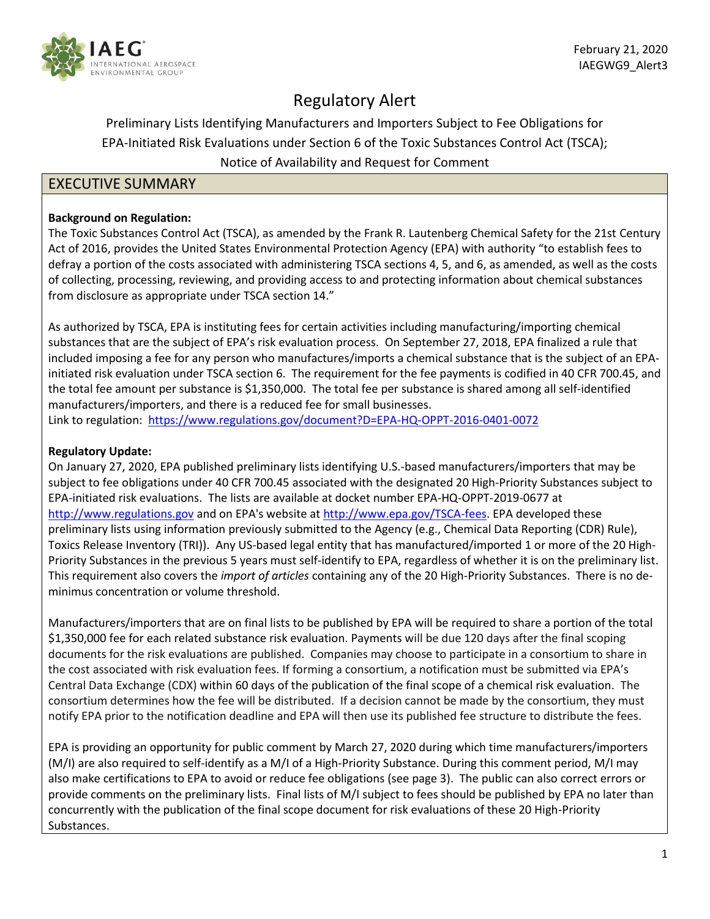IAEG
INTERNATIONAL AEROSPACE ENVIRONMENTAL GROUP

February 21, 2020
IAEGWG9_Alert3

# Regulatory Alert

Preliminary Lists Identifying Manufacturers and Importers Subject to Fee Obligations for EPA-Initiated Risk Evaluations under Section 6 of the Toxic Substances Control Act (TSCA); Notice of Availability and Request for Comment

## EXECUTIVE SUMMARY

**Background on Regulation:**

The Toxic Substances Control Act (TSCA), as amended by the Frank R. Lautenberg Chemical Safety for the 21st Century Act of 2016, provides the United States Environmental Protection Agency (EPA) with authority "to establish fees to defray a portion of the costs associated with administering TSCA sections 4, 5, and 6, as amended, as well as the costs of collecting, processing, reviewing, and providing access to and protecting information about chemical substances from disclosure as appropriate under TSCA section 14."

As authorized by TSCA, EPA is instituting fees for certain activities including manufacturing/importing chemical substances that are the subject of EPA's risk evaluation process. On September 27, 2018, EPA finalized a rule that included imposing a fee for any person who manufactures/imports a chemical substance that is the subject of an EPA-initiated risk evaluation under TSCA section 6. The requirement for the fee payments is codified in 40 CFR 700.45, and the total fee amount per substance is $1,350,000. The total fee per substance is shared among all self-identified manufacturers/importers, and there is a reduced fee for small businesses.
Link to regulation: https://www.regulations.gov/document?D=EPA-HQ-OPPT-2016-0401-0072

**Regulatory Update:**

On January 27, 2020, EPA published preliminary lists identifying U.S.-based manufacturers/importers that may be subject to fee obligations under 40 CFR 700.45 associated with the designated 20 High-Priority Substances subject to EPA-initiated risk evaluations. The lists are available at docket number EPA-HQ-OPPT-2019-0677 at http://www.regulations.gov and on EPA's website at http://www.epa.gov/TSCA-fees. EPA developed these preliminary lists using information previously submitted to the Agency (e.g., Chemical Data Reporting (CDR) Rule), Toxics Release Inventory (TRI)). Any US-based legal entity that has manufactured/imported 1 or more of the 20 High-Priority Substances in the previous 5 years must self-identify to EPA, regardless of whether it is on the preliminary list. This requirement also covers the *import of articles* containing any of the 20 High-Priority Substances. There is no de-minimus concentration or volume threshold.

Manufacturers/importers that are on final lists to be published by EPA will be required to share a portion of the total $1,350,000 fee for each related substance risk evaluation. Payments will be due 120 days after the final scoping documents for the risk evaluations are published. Companies may choose to participate in a consortium to share in the cost associated with risk evaluation fees. If forming a consortium, a notification must be submitted via EPA's Central Data Exchange (CDX) within 60 days of the publication of the final scope of a chemical risk evaluation. The consortium determines how the fee will be distributed. If a decision cannot be made by the consortium, they must notify EPA prior to the notification deadline and EPA will then use its published fee structure to distribute the fees.

EPA is providing an opportunity for public comment by March 27, 2020 during which time manufacturers/importers (M/I) are also required to self-identify as a M/I of a High-Priority Substance. During this comment period, M/I may also make certifications to EPA to avoid or reduce fee obligations (see page 3). The public can also correct errors or provide comments on the preliminary lists. Final lists of M/I subject to fees should be published by EPA no later than concurrently with the publication of the final scope document for risk evaluations of these 20 High-Priority Substances.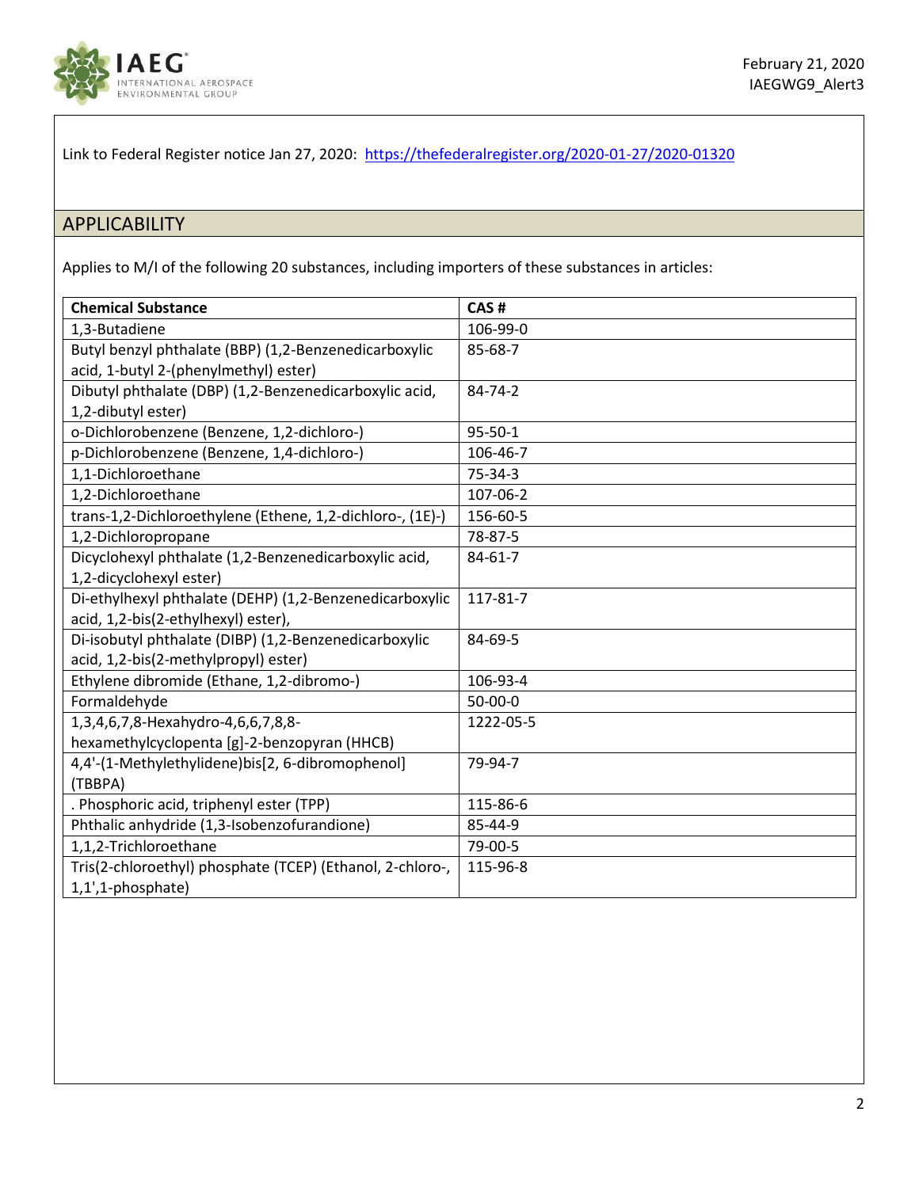Link to Federal Register notice Jan 27, 2020: https://thefederalregister.org/2020-01-27/2020-01320

## APPLICABILITY

Applies to M/I of the following 20 substances, including importers of these substances in articles:

| Chemical Substance | CAS # |
|---|---|
| 1,3-Butadiene | 106-99-0 |
| Butyl benzyl phthalate (BBP) (1,2-Benzenedicarboxylic acid, 1-butyl 2-(phenylmethyl) ester) | 85-68-7 |
| Dibutyl phthalate (DBP) (1,2-Benzenedicarboxylic acid, 1,2-dibutyl ester) | 84-74-2 |
| o-Dichlorobenzene (Benzene, 1,2-dichloro-) | 95-50-1 |
| p-Dichlorobenzene (Benzene, 1,4-dichloro-) | 106-46-7 |
| 1,1-Dichloroethane | 75-34-3 |
| 1,2-Dichloroethane | 107-06-2 |
| trans-1,2-Dichloroethylene (Ethene, 1,2-dichloro-, (1E)-) | 156-60-5 |
| 1,2-Dichloropropane | 78-87-5 |
| Dicyclohexyl phthalate (1,2-Benzenedicarboxylic acid, 1,2-dicyclohexyl ester) | 84-61-7 |
| Di-ethylhexyl phthalate (DEHP) (1,2-Benzenedicarboxylic acid, 1,2-bis(2-ethylhexyl) ester), | 117-81-7 |
| Di-isobutyl phthalate (DIBP) (1,2-Benzenedicarboxylic acid, 1,2-bis(2-methylpropyl) ester) | 84-69-5 |
| Ethylene dibromide (Ethane, 1,2-dibromo-) | 106-93-4 |
| Formaldehyde | 50-00-0 |
| 1,3,4,6,7,8-Hexahydro-4,6,6,7,8,8-hexamethylcyclopenta [g]-2-benzopyran (HHCB) | 1222-05-5 |
| 4,4'-(1-Methylethylidene)bis[2, 6-dibromophenol] (TBBPA) | 79-94-7 |
| . Phosphoric acid, triphenyl ester (TPP) | 115-86-6 |
| Phthalic anhydride (1,3-Isobenzofurandione) | 85-44-9 |
| 1,1,2-Trichloroethane | 79-00-5 |
| Tris(2-chloroethyl) phosphate (TCEP) (Ethanol, 2-chloro-, 1,1',1-phosphate) | 115-96-8 |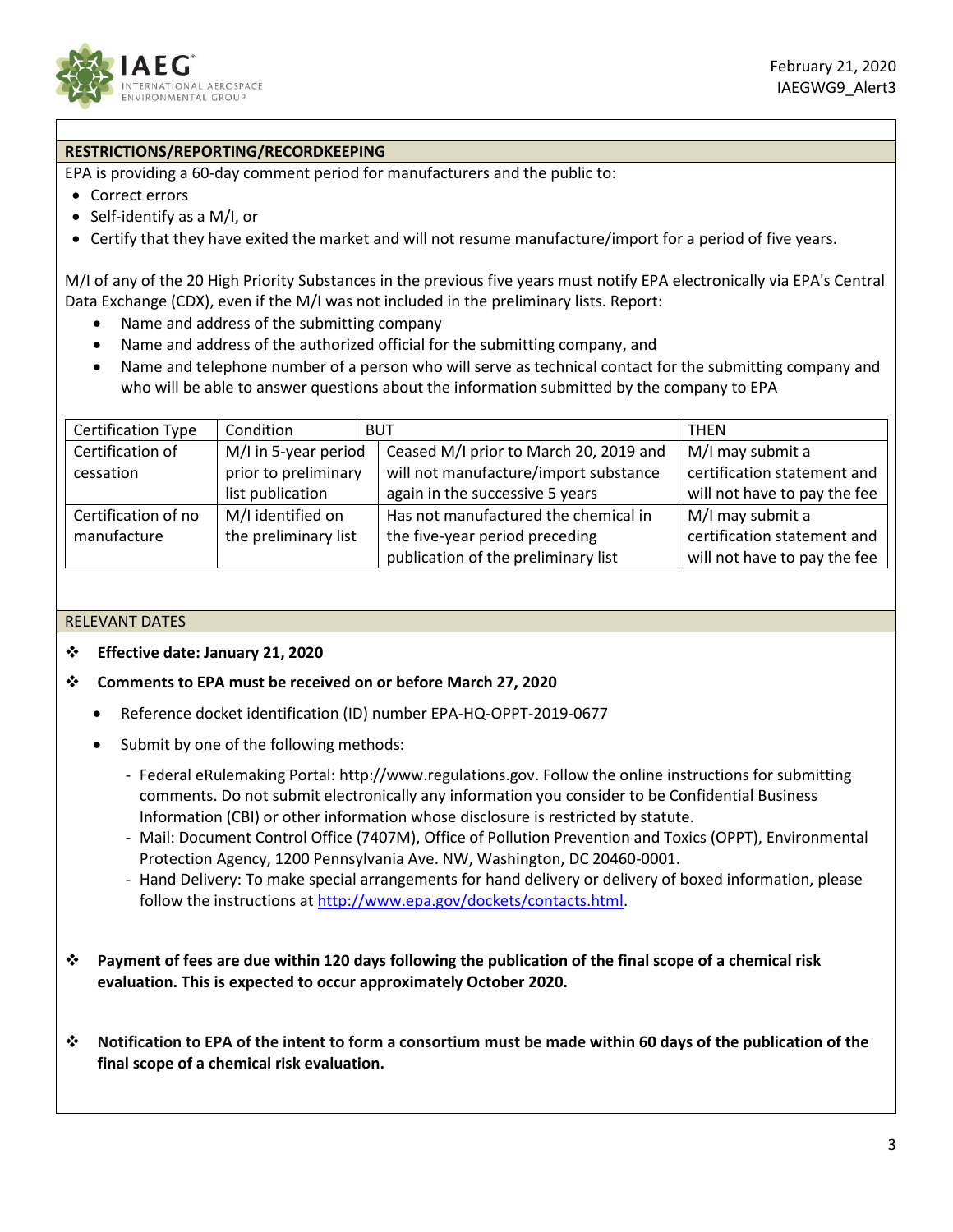## RESTRICTIONS/REPORTING/RECORDKEEPING

EPA is providing a 60-day comment period for manufacturers and the public to:

- Correct errors
- Self-identify as a M/I, or
- Certify that they have exited the market and will not resume manufacture/import for a period of five years.

M/I of any of the 20 High Priority Substances in the previous five years must notify EPA electronically via EPA's Central Data Exchange (CDX), even if the M/I was not included in the preliminary lists. Report:

- Name and address of the submitting company
- Name and address of the authorized official for the submitting company, and
- Name and telephone number of a person who will serve as technical contact for the submitting company and who will be able to answer questions about the information submitted by the company to EPA

| Certification Type | Condition | BUT | THEN |
|---|---|---|---|
| Certification of cessation | M/I in 5-year period prior to preliminary list publication | Ceased M/I prior to March 20, 2019 and will not manufacture/import substance again in the successive 5 years | M/I may submit a certification statement and will not have to pay the fee |
| Certification of no manufacture | M/I identified on the preliminary list | Has not manufactured the chemical in the five-year period preceding publication of the preliminary list | M/I may submit a certification statement and will not have to pay the fee |

## RELEVANT DATES

- **Effective date: January 21, 2020**
- **Comments to EPA must be received on or before March 27, 2020**
  - Reference docket identification (ID) number EPA-HQ-OPPT-2019-0677
  - Submit by one of the following methods:
    - Federal eRulemaking Portal: http://www.regulations.gov. Follow the online instructions for submitting comments. Do not submit electronically any information you consider to be Confidential Business Information (CBI) or other information whose disclosure is restricted by statute.
    - Mail: Document Control Office (7407M), Office of Pollution Prevention and Toxics (OPPT), Environmental Protection Agency, 1200 Pennsylvania Ave. NW, Washington, DC 20460-0001.
    - Hand Delivery: To make special arrangements for hand delivery or delivery of boxed information, please follow the instructions at [http://www.epa.gov/dockets/contacts.html](http://www.epa.gov/dockets/contacts.html).
- **Payment of fees are due within 120 days following the publication of the final scope of a chemical risk evaluation. This is expected to occur approximately October 2020.**
- **Notification to EPA of the intent to form a consortium must be made within 60 days of the publication of the final scope of a chemical risk evaluation.**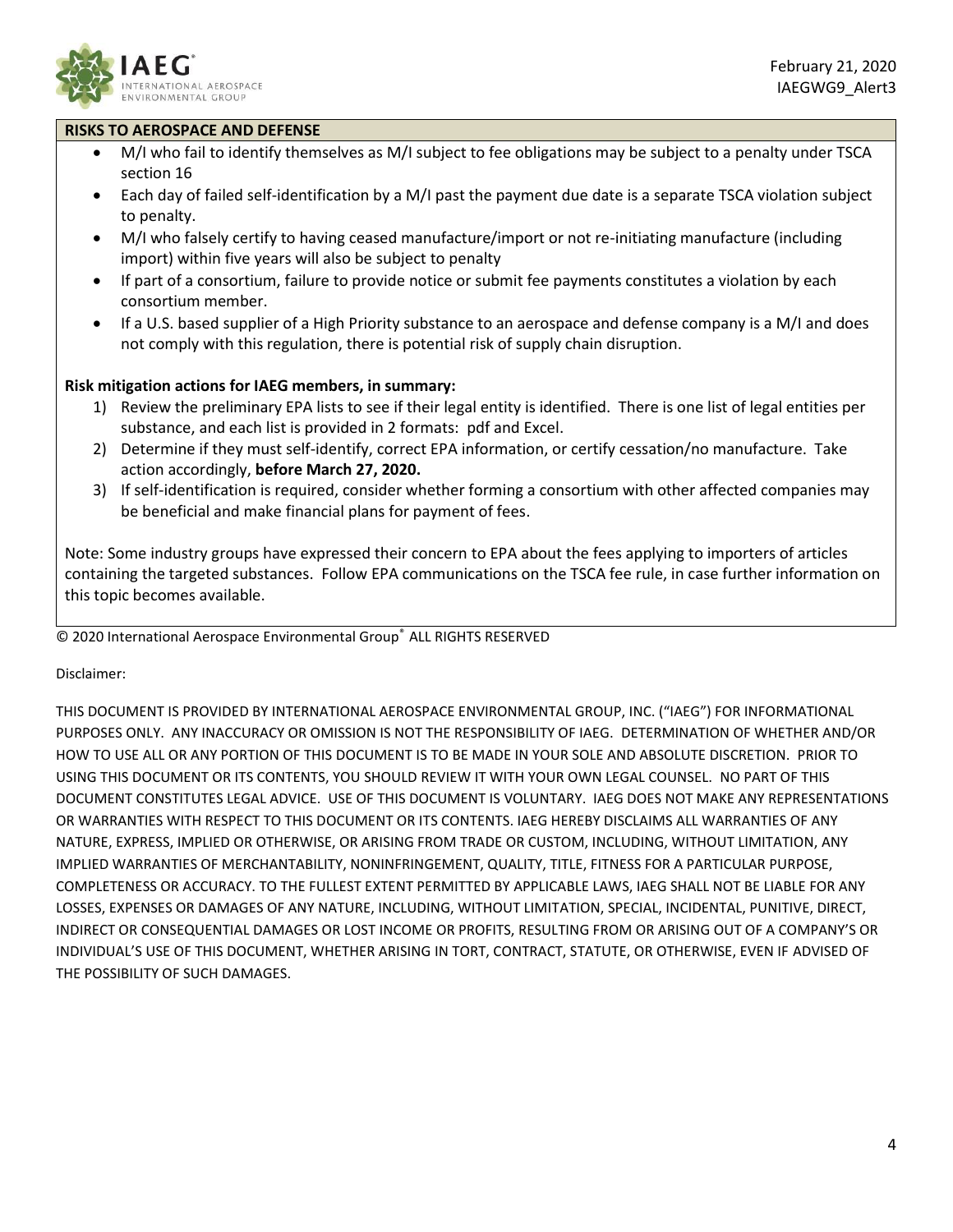## RISKS TO AEROSPACE AND DEFENSE

- M/I who fail to identify themselves as M/I subject to fee obligations may be subject to a penalty under TSCA section 16
- Each day of failed self-identification by a M/I past the payment due date is a separate TSCA violation subject to penalty.
- M/I who falsely certify to having ceased manufacture/import or not re-initiating manufacture (including import) within five years will also be subject to penalty
- If part of a consortium, failure to provide notice or submit fee payments constitutes a violation by each consortium member.
- If a U.S. based supplier of a High Priority substance to an aerospace and defense company is a M/I and does not comply with this regulation, there is potential risk of supply chain disruption.

**Risk mitigation actions for IAEG members, in summary:**

1) Review the preliminary EPA lists to see if their legal entity is identified. There is one list of legal entities per substance, and each list is provided in 2 formats: pdf and Excel.
2) Determine if they must self-identify, correct EPA information, or certify cessation/no manufacture. Take action accordingly, **before March 27, 2020.**
3) If self-identification is required, consider whether forming a consortium with other affected companies may be beneficial and make financial plans for payment of fees.

Note: Some industry groups have expressed their concern to EPA about the fees applying to importers of articles containing the targeted substances. Follow EPA communications on the TSCA fee rule, in case further information on this topic becomes available.

© 2020 International Aerospace Environmental Group® ALL RIGHTS RESERVED

Disclaimer:

THIS DOCUMENT IS PROVIDED BY INTERNATIONAL AEROSPACE ENVIRONMENTAL GROUP, INC. ("IAEG") FOR INFORMATIONAL PURPOSES ONLY. ANY INACCURACY OR OMISSION IS NOT THE RESPONSIBILITY OF IAEG. DETERMINATION OF WHETHER AND/OR HOW TO USE ALL OR ANY PORTION OF THIS DOCUMENT IS TO BE MADE IN YOUR SOLE AND ABSOLUTE DISCRETION. PRIOR TO USING THIS DOCUMENT OR ITS CONTENTS, YOU SHOULD REVIEW IT WITH YOUR OWN LEGAL COUNSEL. NO PART OF THIS DOCUMENT CONSTITUTES LEGAL ADVICE. USE OF THIS DOCUMENT IS VOLUNTARY. IAEG DOES NOT MAKE ANY REPRESENTATIONS OR WARRANTIES WITH RESPECT TO THIS DOCUMENT OR ITS CONTENTS. IAEG HEREBY DISCLAIMS ALL WARRANTIES OF ANY NATURE, EXPRESS, IMPLIED OR OTHERWISE, OR ARISING FROM TRADE OR CUSTOM, INCLUDING, WITHOUT LIMITATION, ANY IMPLIED WARRANTIES OF MERCHANTABILITY, NONINFRINGEMENT, QUALITY, TITLE, FITNESS FOR A PARTICULAR PURPOSE, COMPLETENESS OR ACCURACY. TO THE FULLEST EXTENT PERMITTED BY APPLICABLE LAWS, IAEG SHALL NOT BE LIABLE FOR ANY LOSSES, EXPENSES OR DAMAGES OF ANY NATURE, INCLUDING, WITHOUT LIMITATION, SPECIAL, INCIDENTAL, PUNITIVE, DIRECT, INDIRECT OR CONSEQUENTIAL DAMAGES OR LOST INCOME OR PROFITS, RESULTING FROM OR ARISING OUT OF A COMPANY'S OR INDIVIDUAL'S USE OF THIS DOCUMENT, WHETHER ARISING IN TORT, CONTRACT, STATUTE, OR OTHERWISE, EVEN IF ADVISED OF THE POSSIBILITY OF SUCH DAMAGES.